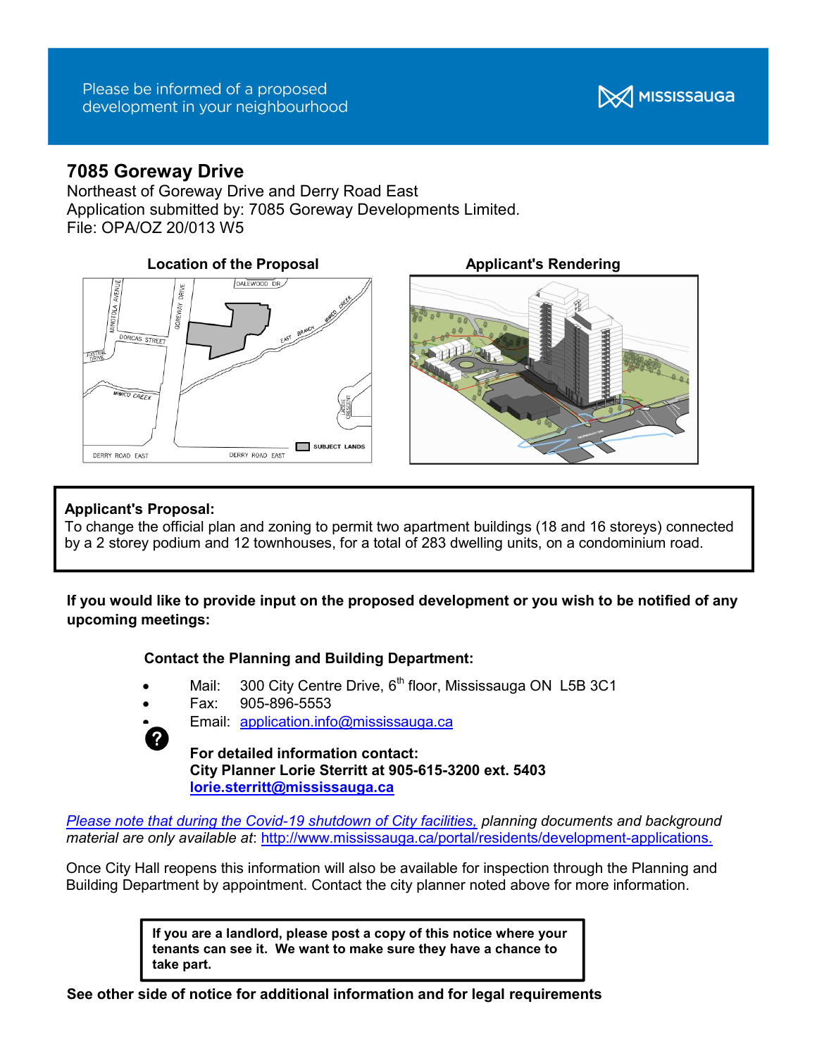Please be informed of a proposed development in your neighbourhood

MISSISSAUGA

# 7085 Goreway Drive

Northeast of Goreway Drive and Derry Road East
Application submitted by: 7085 Goreway Developments Limited.
File: OPA/OZ 20/013 W5

**Location of the Proposal**

**Applicant's Rendering**

**Applicant's Proposal:**
To change the official plan and zoning to permit two apartment buildings (18 and 16 storeys) connected by a 2 storey podium and 12 townhouses, for a total of 283 dwelling units, on a condominium road.

**If you would like to provide input on the proposed development or you wish to be notified of any upcoming meetings:**

**Contact the Planning and Building Department:**

- Mail: 300 City Centre Drive, 6th floor, Mississauga ON L5B 3C1
- Fax: 905-896-5553
- Email: application.info@mississauga.ca

**For detailed information contact:**
**City Planner Lorie Sterritt at 905-615-3200 ext. 5403**
**lorie.sterritt@mississauga.ca**

*Please note that during the Covid-19 shutdown of City facilities, planning documents and background material are only available at*: http://www.mississauga.ca/portal/residents/development-applications.

Once City Hall reopens this information will also be available for inspection through the Planning and Building Department by appointment. Contact the city planner noted above for more information.

**If you are a landlord, please post a copy of this notice where your tenants can see it. We want to make sure they have a chance to take part.**

**See other side of notice for additional information and for legal requirements**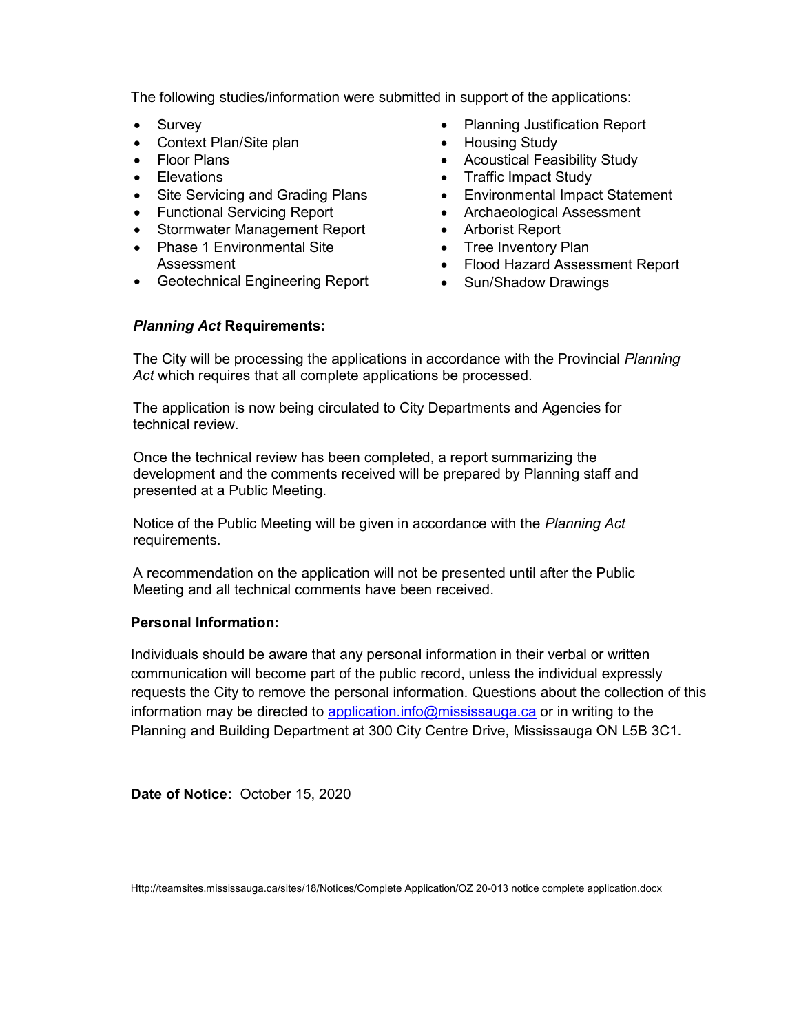The following studies/information were submitted in support of the applications:

- Survey
- Context Plan/Site plan
- Floor Plans
- Elevations
- Site Servicing and Grading Plans
- Functional Servicing Report
- Stormwater Management Report
- Phase 1 Environmental Site Assessment
- Geotechnical Engineering Report
- Planning Justification Report
- Housing Study
- Acoustical Feasibility Study
- Traffic Impact Study
- Environmental Impact Statement
- Archaeological Assessment
- Arborist Report
- Tree Inventory Plan
- Flood Hazard Assessment Report
- Sun/Shadow Drawings

**_Planning Act_ Requirements:**

The City will be processing the applications in accordance with the Provincial *Planning Act* which requires that all complete applications be processed.

The application is now being circulated to City Departments and Agencies for technical review.

Once the technical review has been completed, a report summarizing the development and the comments received will be prepared by Planning staff and presented at a Public Meeting.

Notice of the Public Meeting will be given in accordance with the *Planning Act* requirements.

A recommendation on the application will not be presented until after the Public Meeting and all technical comments have been received.

**Personal Information:**

Individuals should be aware that any personal information in their verbal or written communication will become part of the public record, unless the individual expressly requests the City to remove the personal information. Questions about the collection of this information may be directed to application.info@mississauga.ca or in writing to the Planning and Building Department at 300 City Centre Drive, Mississauga ON L5B 3C1.

**Date of Notice:** October 15, 2020

Http://teamsites.mississauga.ca/sites/18/Notices/Complete Application/OZ 20-013 notice complete application.docx